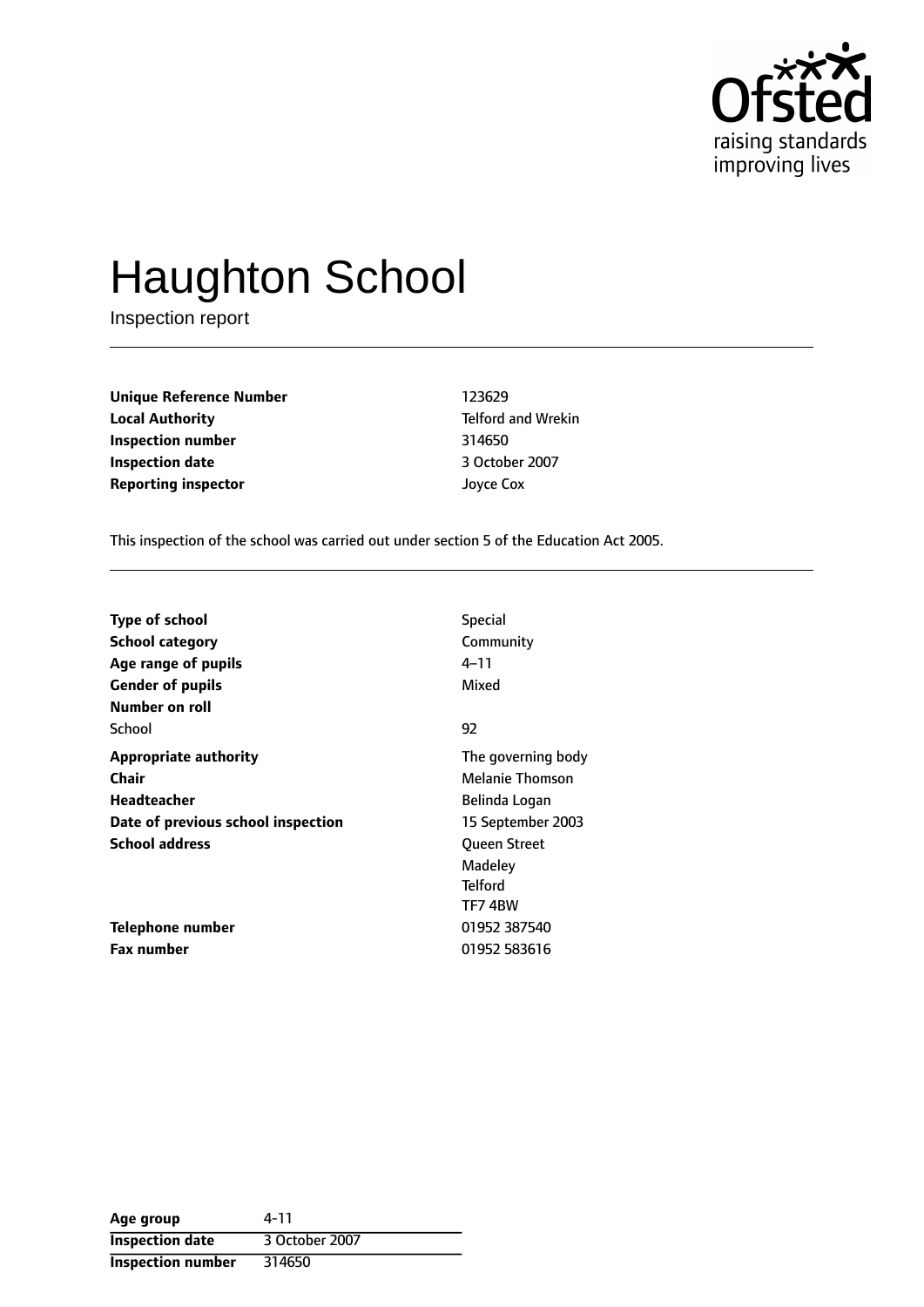# Haughton School

Inspection report

| | |
|---|---|
| **Unique Reference Number** | 123629 |
| **Local Authority** | Telford and Wrekin |
| **Inspection number** | 314650 |
| **Inspection date** | 3 October 2007 |
| **Reporting inspector** | Joyce Cox |

This inspection of the school was carried out under section 5 of the Education Act 2005.

| | |
|---|---|
| **Type of school** | Special |
| **School category** | Community |
| **Age range of pupils** | 4–11 |
| **Gender of pupils** | Mixed |
| **Number on roll** | |
| School | 92 |
| **Appropriate authority** | The governing body |
| **Chair** | Melanie Thomson |
| **Headteacher** | Belinda Logan |
| **Date of previous school inspection** | 15 September 2003 |
| **School address** | Queen Street<br>Madeley<br>Telford<br>TF7 4BW |
| **Telephone number** | 01952 387540 |
| **Fax number** | 01952 583616 |

| | |
|---|---|
| **Age group** | 4-11 |
| **Inspection date** | 3 October 2007 |
| **Inspection number** | 314650 |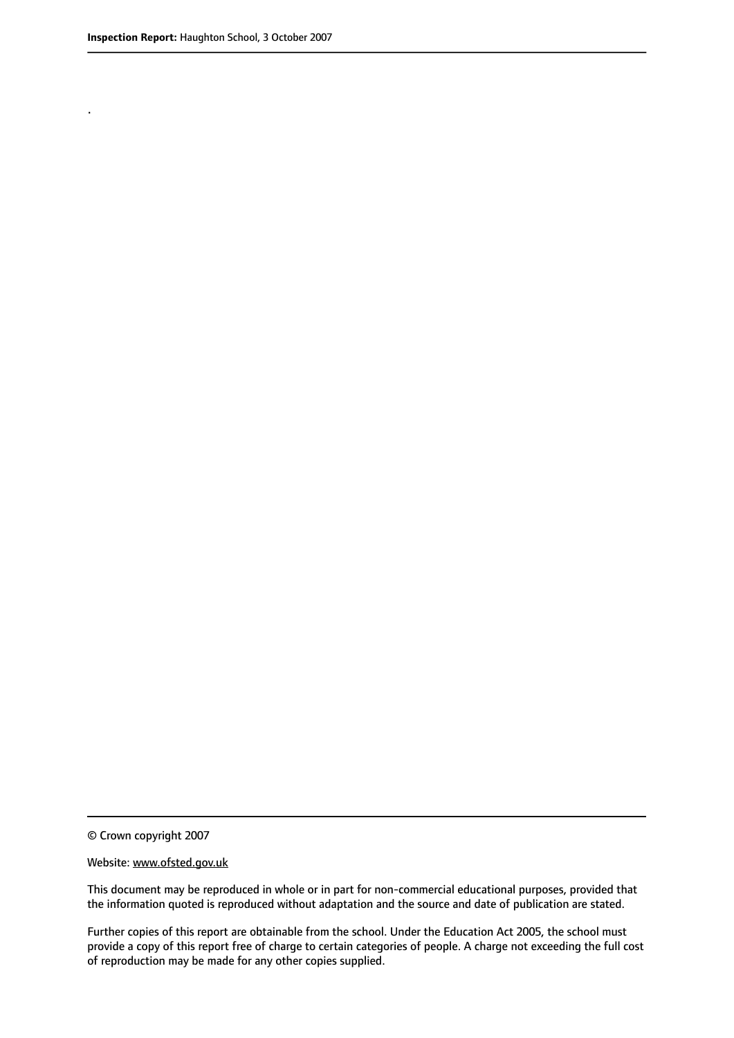.

© Crown copyright 2007

Website: www.ofsted.gov.uk

This document may be reproduced in whole or in part for non-commercial educational purposes, provided that the information quoted is reproduced without adaptation and the source and date of publication are stated.

Further copies of this report are obtainable from the school. Under the Education Act 2005, the school must provide a copy of this report free of charge to certain categories of people. A charge not exceeding the full cost of reproduction may be made for any other copies supplied.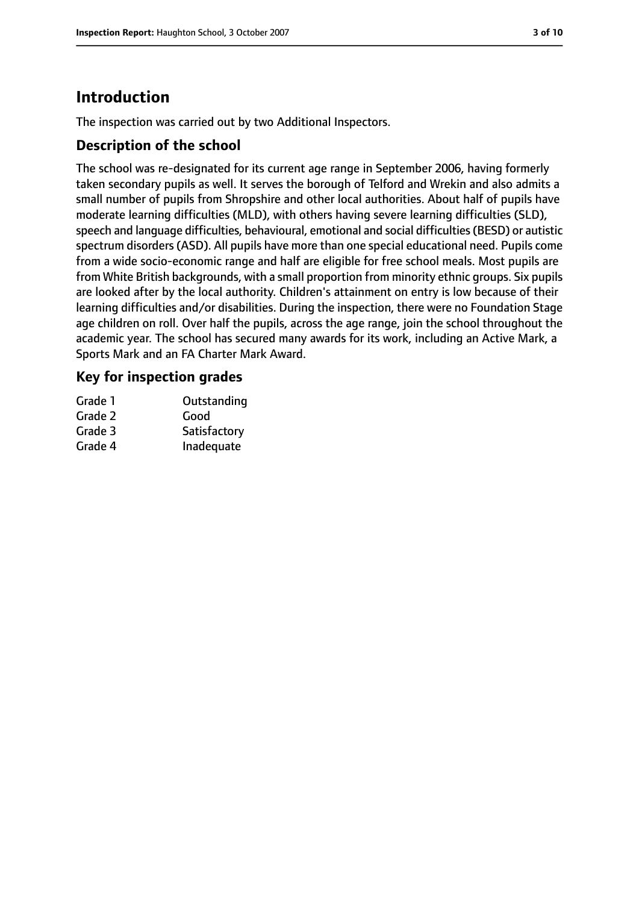# Introduction

The inspection was carried out by two Additional Inspectors.

## Description of the school

The school was re-designated for its current age range in September 2006, having formerly taken secondary pupils as well. It serves the borough of Telford and Wrekin and also admits a small number of pupils from Shropshire and other local authorities. About half of pupils have moderate learning difficulties (MLD), with others having severe learning difficulties (SLD), speech and language difficulties, behavioural, emotional and social difficulties (BESD) or autistic spectrum disorders (ASD). All pupils have more than one special educational need. Pupils come from a wide socio-economic range and half are eligible for free school meals. Most pupils are from White British backgrounds, with a small proportion from minority ethnic groups. Six pupils are looked after by the local authority. Children's attainment on entry is low because of their learning difficulties and/or disabilities. During the inspection, there were no Foundation Stage age children on roll. Over half the pupils, across the age range, join the school throughout the academic year. The school has secured many awards for its work, including an Active Mark, a Sports Mark and an FA Charter Mark Award.

## Key for inspection grades

| | |
|---|---|
| Grade 1 | Outstanding |
| Grade 2 | Good |
| Grade 3 | Satisfactory |
| Grade 4 | Inadequate |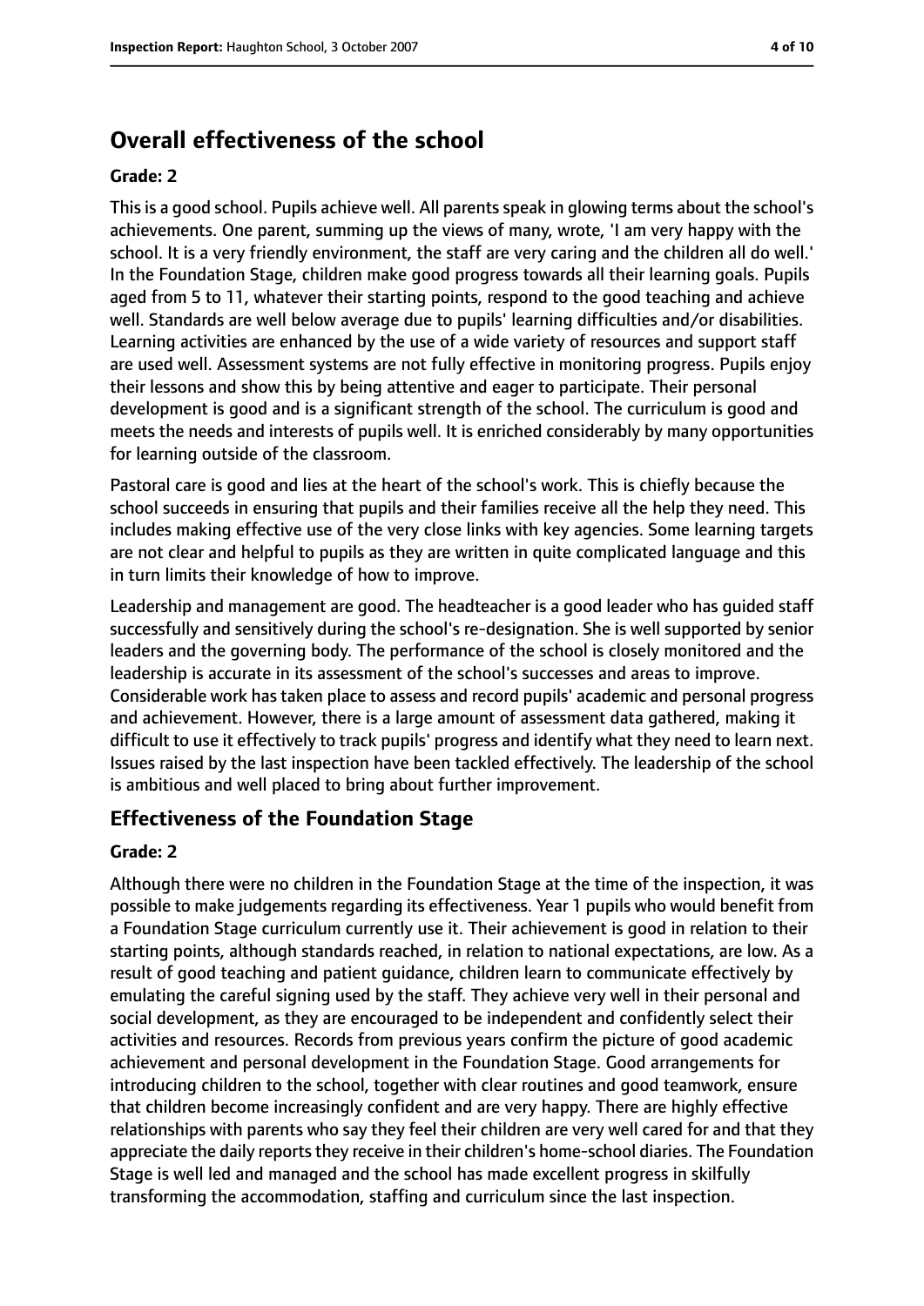## Overall effectiveness of the school

**Grade: 2**

This is a good school. Pupils achieve well. All parents speak in glowing terms about the school's achievements. One parent, summing up the views of many, wrote, 'I am very happy with the school. It is a very friendly environment, the staff are very caring and the children all do well.' In the Foundation Stage, children make good progress towards all their learning goals. Pupils aged from 5 to 11, whatever their starting points, respond to the good teaching and achieve well. Standards are well below average due to pupils' learning difficulties and/or disabilities. Learning activities are enhanced by the use of a wide variety of resources and support staff are used well. Assessment systems are not fully effective in monitoring progress. Pupils enjoy their lessons and show this by being attentive and eager to participate. Their personal development is good and is a significant strength of the school. The curriculum is good and meets the needs and interests of pupils well. It is enriched considerably by many opportunities for learning outside of the classroom.

Pastoral care is good and lies at the heart of the school's work. This is chiefly because the school succeeds in ensuring that pupils and their families receive all the help they need. This includes making effective use of the very close links with key agencies. Some learning targets are not clear and helpful to pupils as they are written in quite complicated language and this in turn limits their knowledge of how to improve.

Leadership and management are good. The headteacher is a good leader who has guided staff successfully and sensitively during the school's re-designation. She is well supported by senior leaders and the governing body. The performance of the school is closely monitored and the leadership is accurate in its assessment of the school's successes and areas to improve. Considerable work has taken place to assess and record pupils' academic and personal progress and achievement. However, there is a large amount of assessment data gathered, making it difficult to use it effectively to track pupils' progress and identify what they need to learn next. Issues raised by the last inspection have been tackled effectively. The leadership of the school is ambitious and well placed to bring about further improvement.

### Effectiveness of the Foundation Stage

**Grade: 2**

Although there were no children in the Foundation Stage at the time of the inspection, it was possible to make judgements regarding its effectiveness. Year 1 pupils who would benefit from a Foundation Stage curriculum currently use it. Their achievement is good in relation to their starting points, although standards reached, in relation to national expectations, are low. As a result of good teaching and patient guidance, children learn to communicate effectively by emulating the careful signing used by the staff. They achieve very well in their personal and social development, as they are encouraged to be independent and confidently select their activities and resources. Records from previous years confirm the picture of good academic achievement and personal development in the Foundation Stage. Good arrangements for introducing children to the school, together with clear routines and good teamwork, ensure that children become increasingly confident and are very happy. There are highly effective relationships with parents who say they feel their children are very well cared for and that they appreciate the daily reports they receive in their children's home-school diaries. The Foundation Stage is well led and managed and the school has made excellent progress in skilfully transforming the accommodation, staffing and curriculum since the last inspection.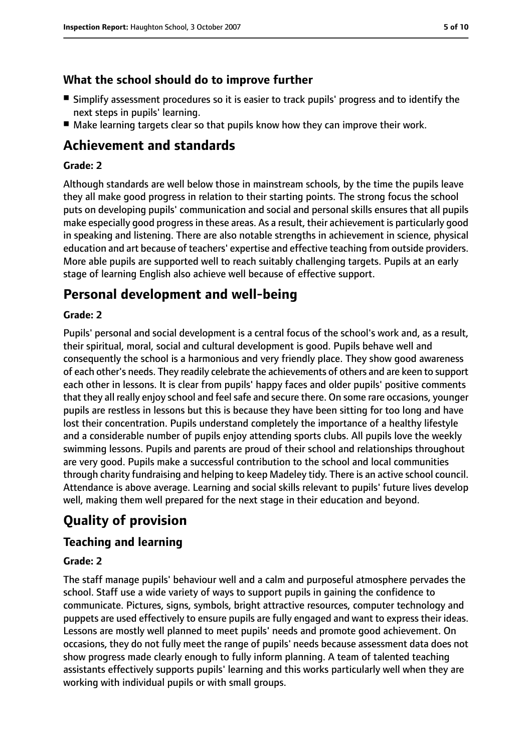### What the school should do to improve further

- Simplify assessment procedures so it is easier to track pupils' progress and to identify the next steps in pupils' learning.
- Make learning targets clear so that pupils know how they can improve their work.

## Achievement and standards

#### Grade: 2

Although standards are well below those in mainstream schools, by the time the pupils leave they all make good progress in relation to their starting points. The strong focus the school puts on developing pupils' communication and social and personal skills ensures that all pupils make especially good progress in these areas. As a result, their achievement is particularly good in speaking and listening. There are also notable strengths in achievement in science, physical education and art because of teachers' expertise and effective teaching from outside providers. More able pupils are supported well to reach suitably challenging targets. Pupils at an early stage of learning English also achieve well because of effective support.

## Personal development and well-being

#### Grade: 2

Pupils' personal and social development is a central focus of the school's work and, as a result, their spiritual, moral, social and cultural development is good. Pupils behave well and consequently the school is a harmonious and very friendly place. They show good awareness of each other's needs. They readily celebrate the achievements of others and are keen to support each other in lessons. It is clear from pupils' happy faces and older pupils' positive comments that they all really enjoy school and feel safe and secure there. On some rare occasions, younger pupils are restless in lessons but this is because they have been sitting for too long and have lost their concentration. Pupils understand completely the importance of a healthy lifestyle and a considerable number of pupils enjoy attending sports clubs. All pupils love the weekly swimming lessons. Pupils and parents are proud of their school and relationships throughout are very good. Pupils make a successful contribution to the school and local communities through charity fundraising and helping to keep Madeley tidy. There is an active school council. Attendance is above average. Learning and social skills relevant to pupils' future lives develop well, making them well prepared for the next stage in their education and beyond.

# Quality of provision

## Teaching and learning

#### Grade: 2

The staff manage pupils' behaviour well and a calm and purposeful atmosphere pervades the school. Staff use a wide variety of ways to support pupils in gaining the confidence to communicate. Pictures, signs, symbols, bright attractive resources, computer technology and puppets are used effectively to ensure pupils are fully engaged and want to express their ideas. Lessons are mostly well planned to meet pupils' needs and promote good achievement. On occasions, they do not fully meet the range of pupils' needs because assessment data does not show progress made clearly enough to fully inform planning. A team of talented teaching assistants effectively supports pupils' learning and this works particularly well when they are working with individual pupils or with small groups.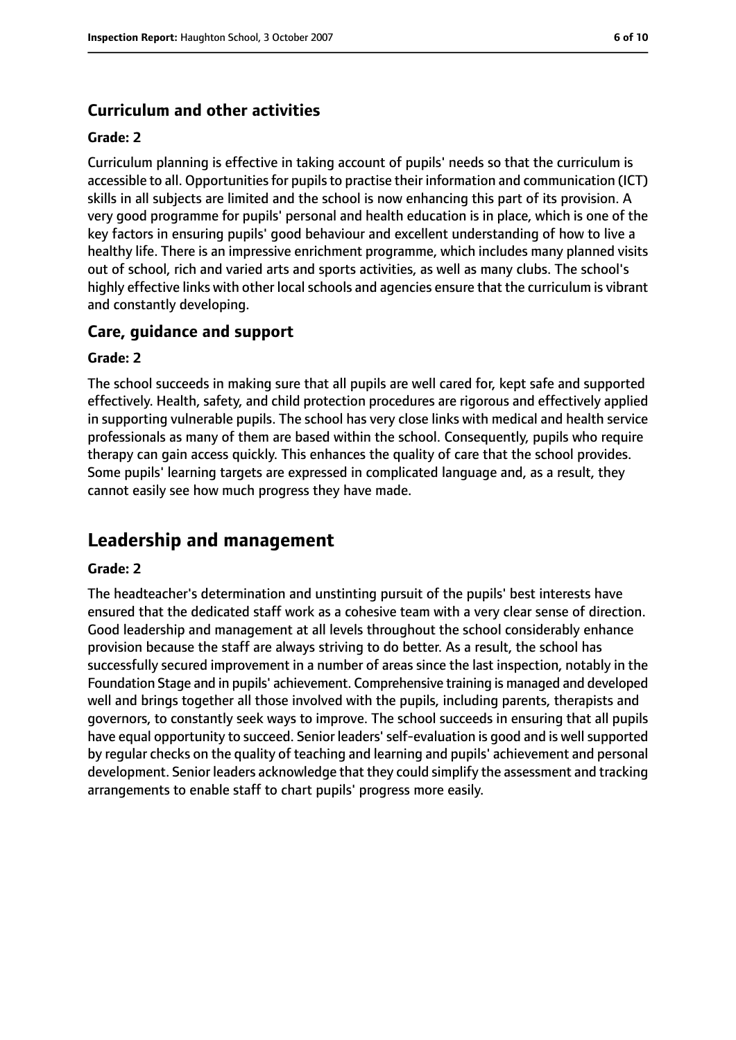### Curriculum and other activities

**Grade: 2**

Curriculum planning is effective in taking account of pupils' needs so that the curriculum is accessible to all. Opportunities for pupils to practise their information and communication (ICT) skills in all subjects are limited and the school is now enhancing this part of its provision. A very good programme for pupils' personal and health education is in place, which is one of the key factors in ensuring pupils' good behaviour and excellent understanding of how to live a healthy life. There is an impressive enrichment programme, which includes many planned visits out of school, rich and varied arts and sports activities, as well as many clubs. The school's highly effective links with other local schools and agencies ensure that the curriculum is vibrant and constantly developing.

### Care, guidance and support

**Grade: 2**

The school succeeds in making sure that all pupils are well cared for, kept safe and supported effectively. Health, safety, and child protection procedures are rigorous and effectively applied in supporting vulnerable pupils. The school has very close links with medical and health service professionals as many of them are based within the school. Consequently, pupils who require therapy can gain access quickly. This enhances the quality of care that the school provides. Some pupils' learning targets are expressed in complicated language and, as a result, they cannot easily see how much progress they have made.

## Leadership and management

**Grade: 2**

The headteacher's determination and unstinting pursuit of the pupils' best interests have ensured that the dedicated staff work as a cohesive team with a very clear sense of direction. Good leadership and management at all levels throughout the school considerably enhance provision because the staff are always striving to do better. As a result, the school has successfully secured improvement in a number of areas since the last inspection, notably in the Foundation Stage and in pupils' achievement. Comprehensive training is managed and developed well and brings together all those involved with the pupils, including parents, therapists and governors, to constantly seek ways to improve. The school succeeds in ensuring that all pupils have equal opportunity to succeed. Senior leaders' self-evaluation is good and is well supported by regular checks on the quality of teaching and learning and pupils' achievement and personal development. Senior leaders acknowledge that they could simplify the assessment and tracking arrangements to enable staff to chart pupils' progress more easily.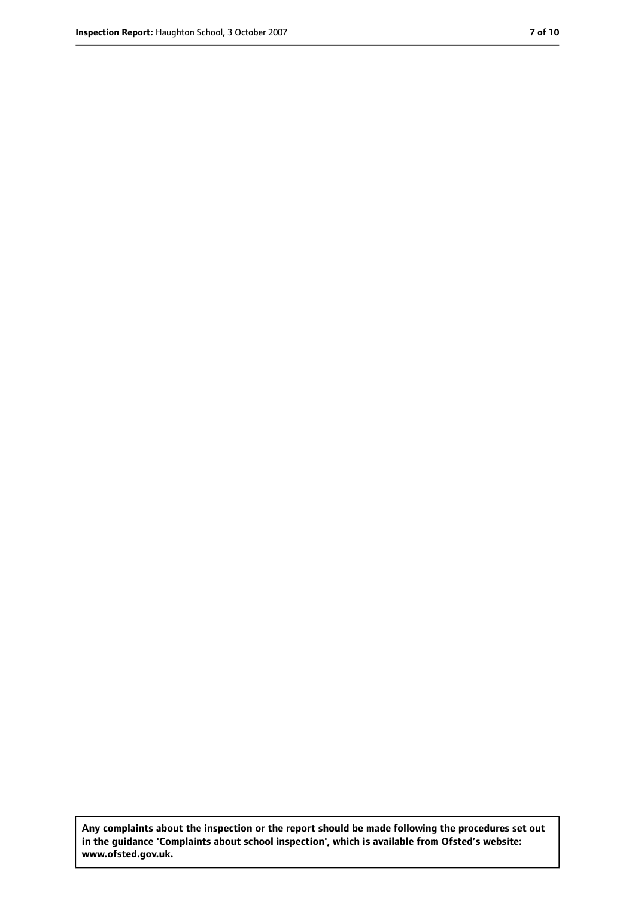**Any complaints about the inspection or the report should be made following the procedures set out in the guidance 'Complaints about school inspection', which is available from Ofsted's website: www.ofsted.gov.uk.**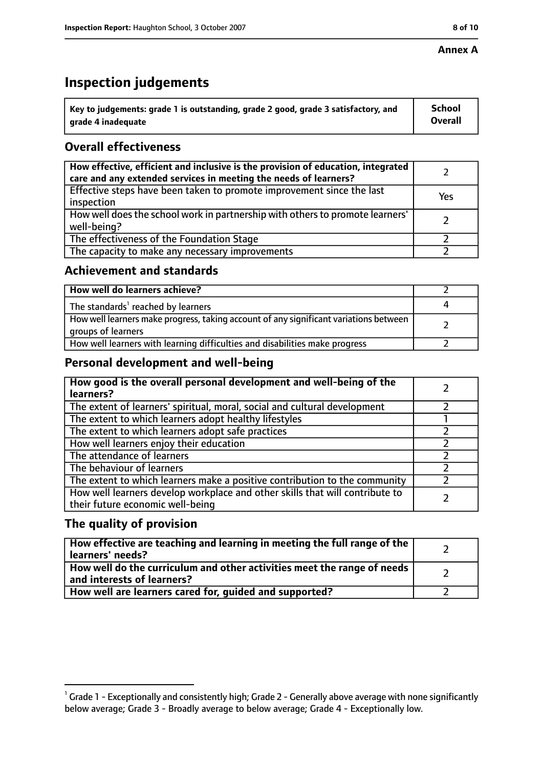**Annex A**

# Inspection judgements

| Key to judgements: grade 1 is outstanding, grade 2 good, grade 3 satisfactory, and grade 4 inadequate | School Overall |
|---|---|

## Overall effectiveness

| | |
|---|---|
| How effective, efficient and inclusive is the provision of education, integrated care and any extended services in meeting the needs of learners? | 2 |
| Effective steps have been taken to promote improvement since the last inspection | Yes |
| How well does the school work in partnership with others to promote learners' well-being? | 2 |
| The effectiveness of the Foundation Stage | 2 |
| The capacity to make any necessary improvements | 2 |

## Achievement and standards

| | |
|---|---|
| **How well do learners achieve?** | 2 |
| The standards[1] reached by learners | 4 |
| How well learners make progress, taking account of any significant variations between groups of learners | 2 |
| How well learners with learning difficulties and disabilities make progress | 2 |

## Personal development and well-being

| | |
|---|---|
| **How good is the overall personal development and well-being of the learners?** | 2 |
| The extent of learners' spiritual, moral, social and cultural development | 2 |
| The extent to which learners adopt healthy lifestyles | 1 |
| The extent to which learners adopt safe practices | 2 |
| How well learners enjoy their education | 2 |
| The attendance of learners | 2 |
| The behaviour of learners | 2 |
| The extent to which learners make a positive contribution to the community | 2 |
| How well learners develop workplace and other skills that will contribute to their future economic well-being | 2 |

## The quality of provision

| | |
|---|---|
| **How effective are teaching and learning in meeting the full range of the learners' needs?** | 2 |
| **How well do the curriculum and other activities meet the range of needs and interests of learners?** | 2 |
| **How well are learners cared for, guided and supported?** | 2 |

[1] Grade 1 - Exceptionally and consistently high; Grade 2 - Generally above average with none significantly below average; Grade 3 - Broadly average to below average; Grade 4 - Exceptionally low.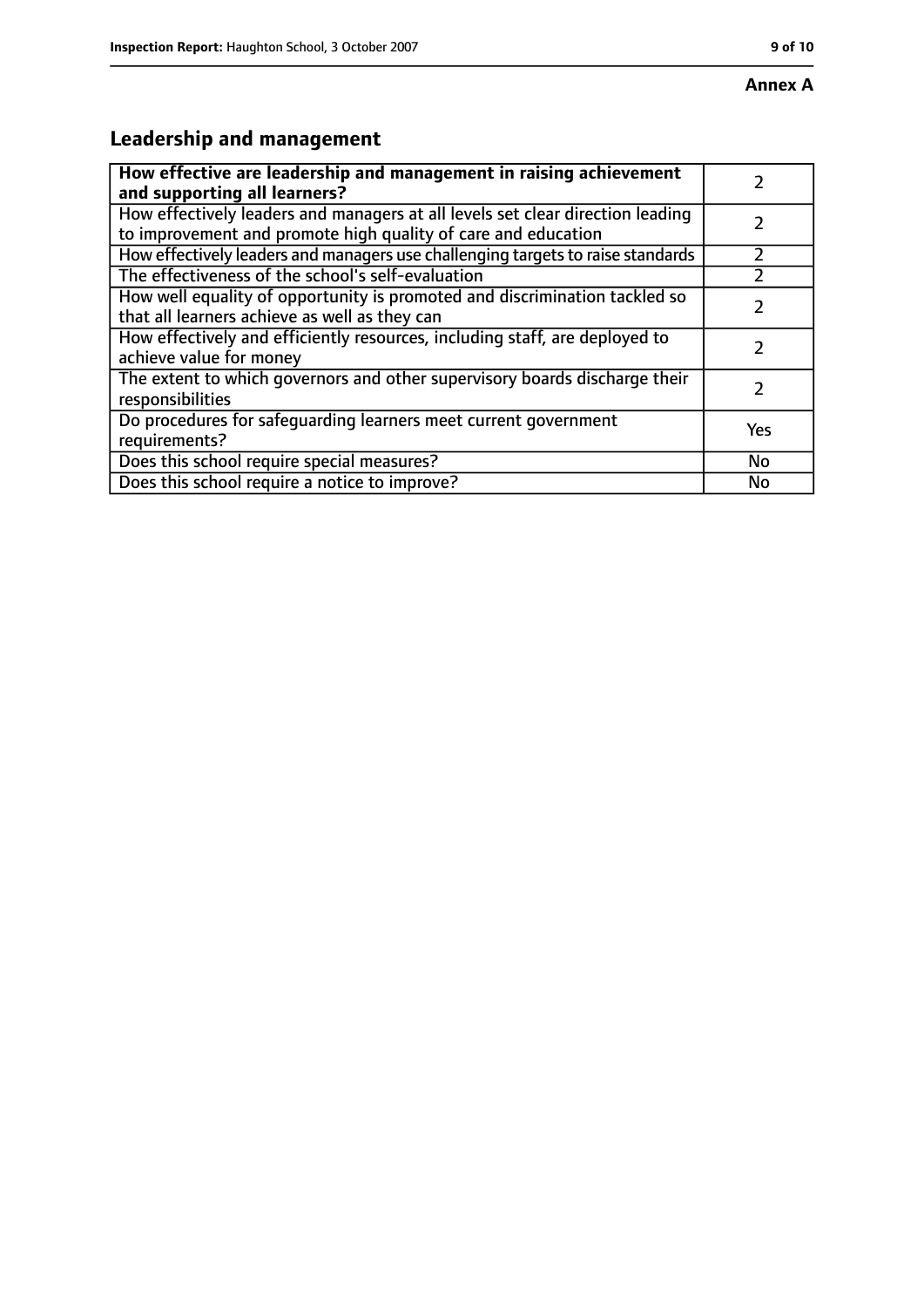**Annex A**

## Leadership and management

| **How effective are leadership and management in raising achievement and supporting all learners?** | 2 |
|---|---|
| How effectively leaders and managers at all levels set clear direction leading to improvement and promote high quality of care and education | 2 |
| How effectively leaders and managers use challenging targets to raise standards | 2 |
| The effectiveness of the school's self-evaluation | 2 |
| How well equality of opportunity is promoted and discrimination tackled so that all learners achieve as well as they can | 2 |
| How effectively and efficiently resources, including staff, are deployed to achieve value for money | 2 |
| The extent to which governors and other supervisory boards discharge their responsibilities | 2 |
| Do procedures for safeguarding learners meet current government requirements? | Yes |
| Does this school require special measures? | No |
| Does this school require a notice to improve? | No |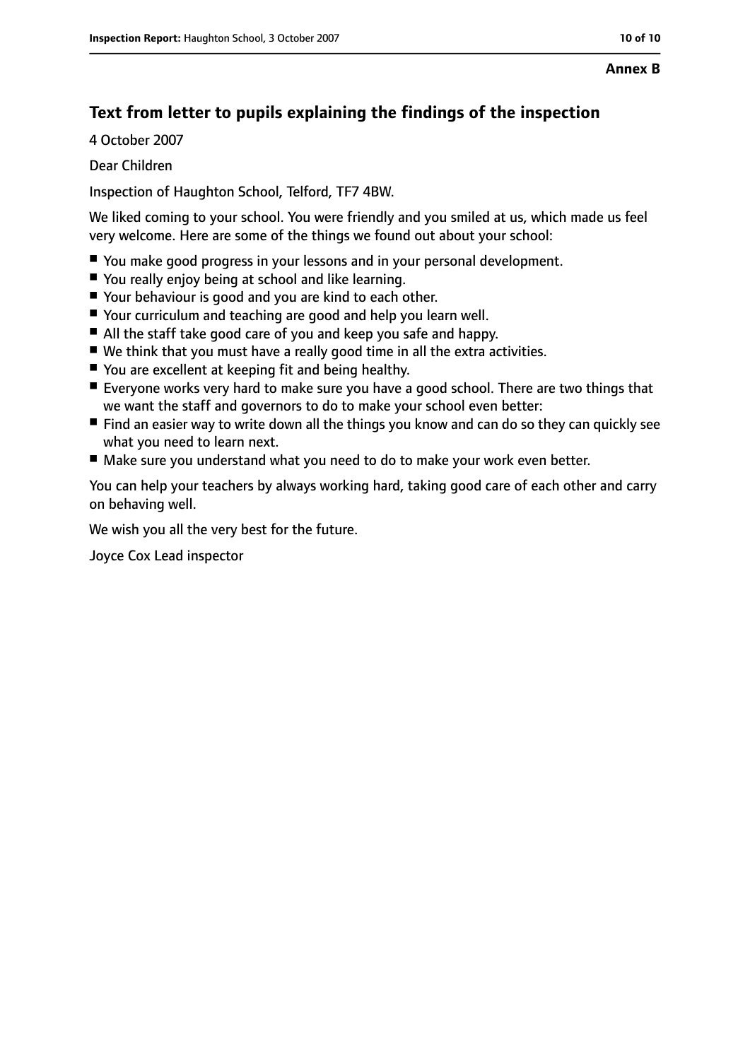**Annex B**

## Text from letter to pupils explaining the findings of the inspection

4 October 2007

Dear Children

Inspection of Haughton School, Telford, TF7 4BW.

We liked coming to your school. You were friendly and you smiled at us, which made us feel very welcome. Here are some of the things we found out about your school:

- You make good progress in your lessons and in your personal development.
- You really enjoy being at school and like learning.
- Your behaviour is good and you are kind to each other.
- Your curriculum and teaching are good and help you learn well.
- All the staff take good care of you and keep you safe and happy.
- We think that you must have a really good time in all the extra activities.
- You are excellent at keeping fit and being healthy.
- Everyone works very hard to make sure you have a good school. There are two things that we want the staff and governors to do to make your school even better:
- Find an easier way to write down all the things you know and can do so they can quickly see what you need to learn next.
- Make sure you understand what you need to do to make your work even better.

You can help your teachers by always working hard, taking good care of each other and carry on behaving well.

We wish you all the very best for the future.

Joyce Cox Lead inspector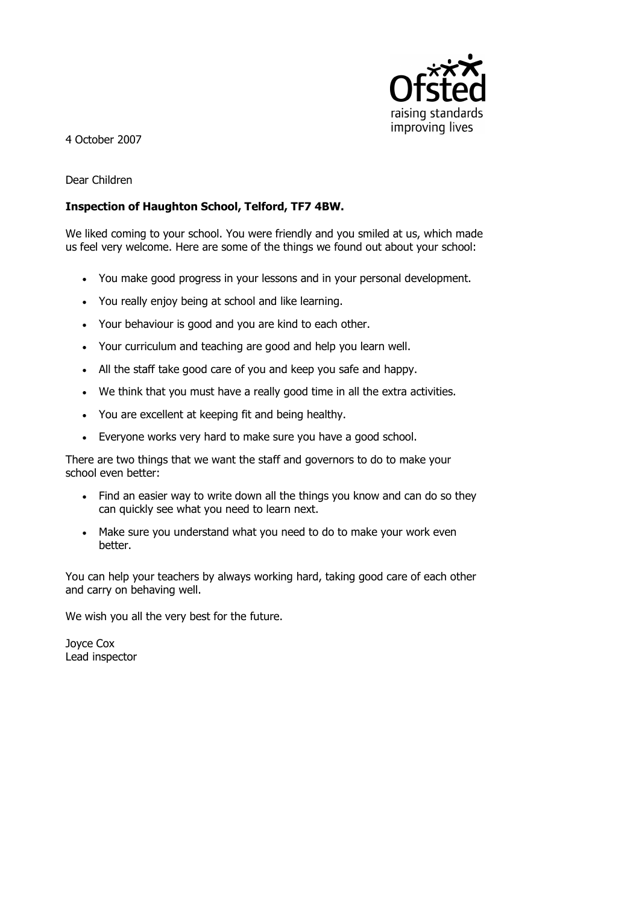4 October 2007

Dear Children

**Inspection of Haughton School, Telford, TF7 4BW.**

We liked coming to your school. You were friendly and you smiled at us, which made us feel very welcome. Here are some of the things we found out about your school:

- You make good progress in your lessons and in your personal development.
- You really enjoy being at school and like learning.
- Your behaviour is good and you are kind to each other.
- Your curriculum and teaching are good and help you learn well.
- All the staff take good care of you and keep you safe and happy.
- We think that you must have a really good time in all the extra activities.
- You are excellent at keeping fit and being healthy.
- Everyone works very hard to make sure you have a good school.

There are two things that we want the staff and governors to do to make your school even better:

- Find an easier way to write down all the things you know and can do so they can quickly see what you need to learn next.
- Make sure you understand what you need to do to make your work even better.

You can help your teachers by always working hard, taking good care of each other and carry on behaving well.

We wish you all the very best for the future.

Joyce Cox
Lead inspector